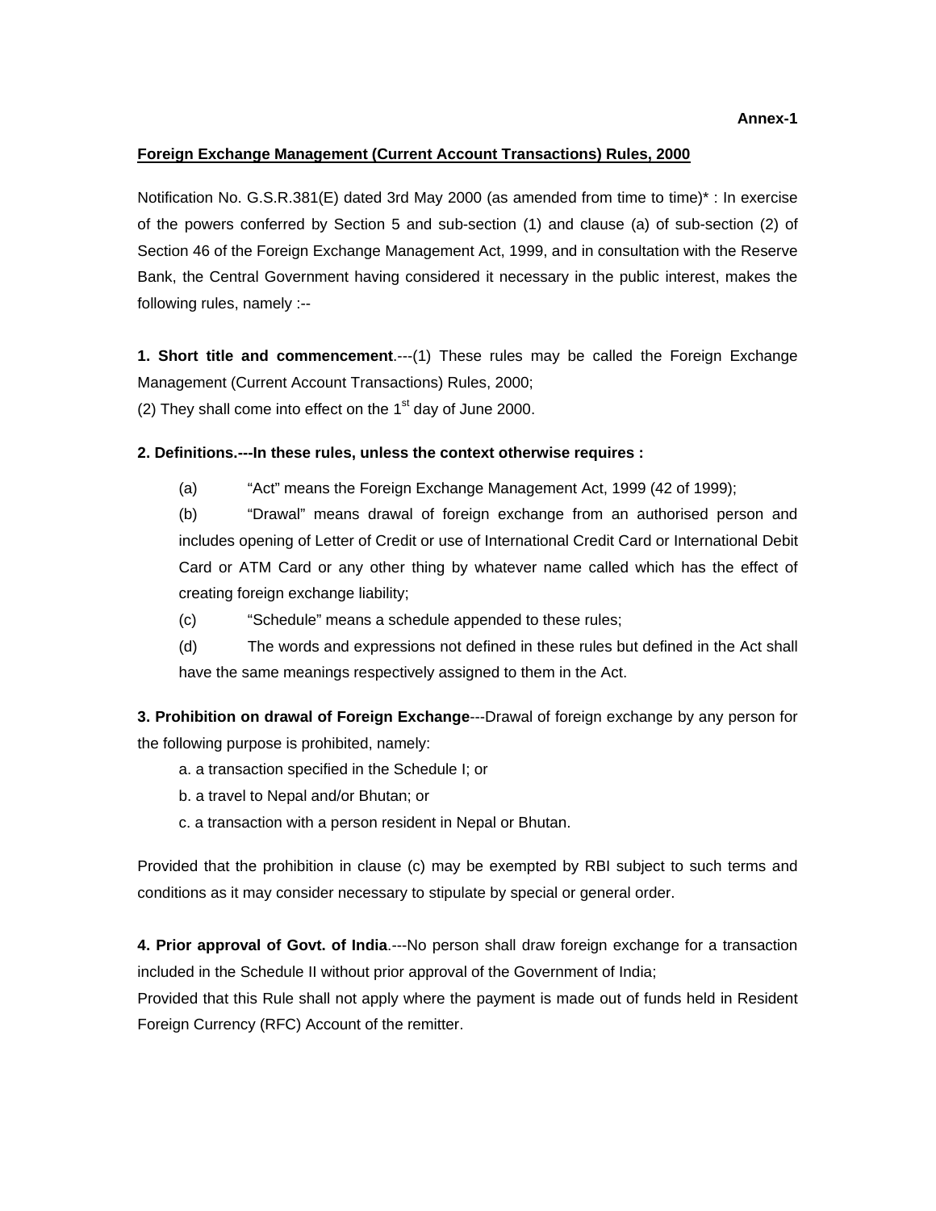**Annex-1**

## Foreign Exchange Management (Current Account Transactions) Rules, 2000

Notification No. G.S.R.381(E) dated 3rd May 2000 (as amended from time to time)* : In exercise of the powers conferred by Section 5 and sub-section (1) and clause (a) of sub-section (2) of Section 46 of the Foreign Exchange Management Act, 1999, and in consultation with the Reserve Bank, the Central Government having considered it necessary in the public interest, makes the following rules, namely :--

**1. Short title and commencement**.---(1) These rules may be called the Foreign Exchange Management (Current Account Transactions) Rules, 2000;
(2) They shall come into effect on the 1st day of June 2000.

**2. Definitions.---In these rules, unless the context otherwise requires :**

(a) "Act" means the Foreign Exchange Management Act, 1999 (42 of 1999);

(b) "Drawal" means drawal of foreign exchange from an authorised person and includes opening of Letter of Credit or use of International Credit Card or International Debit Card or ATM Card or any other thing by whatever name called which has the effect of creating foreign exchange liability;

(c) "Schedule" means a schedule appended to these rules;

(d) The words and expressions not defined in these rules but defined in the Act shall have the same meanings respectively assigned to them in the Act.

**3. Prohibition on drawal of Foreign Exchange**---Drawal of foreign exchange by any person for the following purpose is prohibited, namely:

a. a transaction specified in the Schedule I; or
b. a travel to Nepal and/or Bhutan; or
c. a transaction with a person resident in Nepal or Bhutan.

Provided that the prohibition in clause (c) may be exempted by RBI subject to such terms and conditions as it may consider necessary to stipulate by special or general order.

**4. Prior approval of Govt. of India**.---No person shall draw foreign exchange for a transaction included in the Schedule II without prior approval of the Government of India;
Provided that this Rule shall not apply where the payment is made out of funds held in Resident Foreign Currency (RFC) Account of the remitter.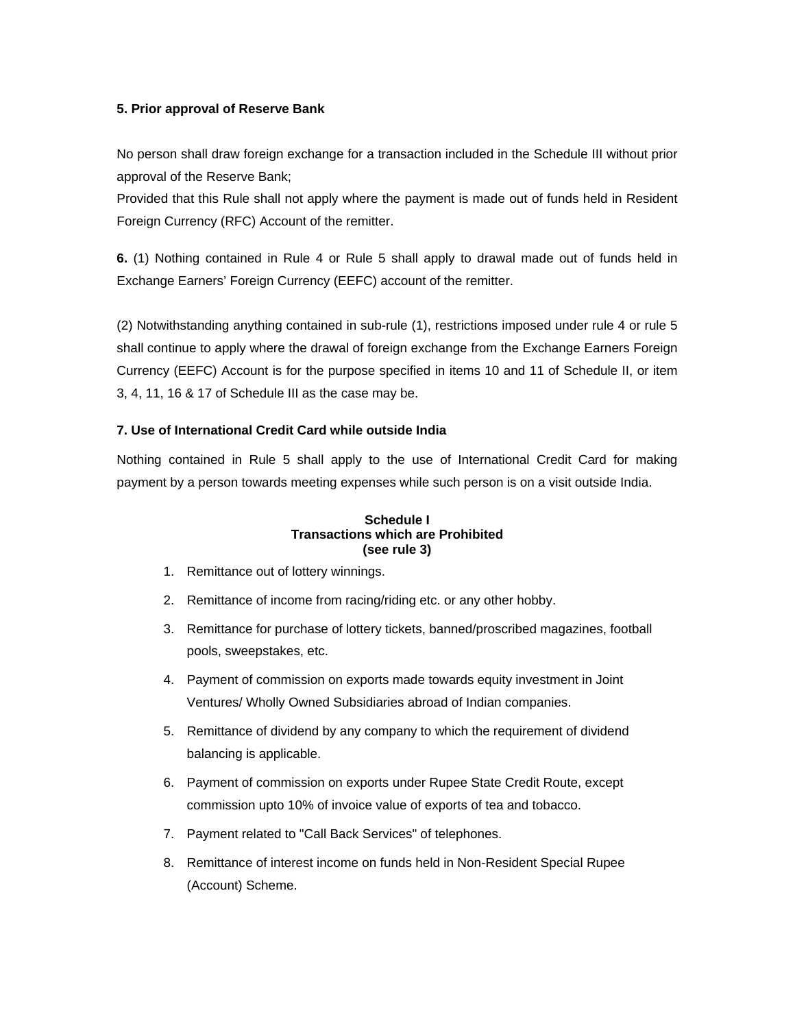**5. Prior approval of Reserve Bank**

No person shall draw foreign exchange for a transaction included in the Schedule III without prior approval of the Reserve Bank;

Provided that this Rule shall not apply where the payment is made out of funds held in Resident Foreign Currency (RFC) Account of the remitter.

**6.** (1) Nothing contained in Rule 4 or Rule 5 shall apply to drawal made out of funds held in Exchange Earners' Foreign Currency (EEFC) account of the remitter.

(2) Notwithstanding anything contained in sub-rule (1), restrictions imposed under rule 4 or rule 5 shall continue to apply where the drawal of foreign exchange from the Exchange Earners Foreign Currency (EEFC) Account is for the purpose specified in items 10 and 11 of Schedule II, or item 3, 4, 11, 16 & 17 of Schedule III as the case may be.

**7. Use of International Credit Card while outside India**

Nothing contained in Rule 5 shall apply to the use of International Credit Card for making payment by a person towards meeting expenses while such person is on a visit outside India.

**Schedule I**
**Transactions which are Prohibited**
**(see rule 3)**

1. Remittance out of lottery winnings.
2. Remittance of income from racing/riding etc. or any other hobby.
3. Remittance for purchase of lottery tickets, banned/proscribed magazines, football pools, sweepstakes, etc.
4. Payment of commission on exports made towards equity investment in Joint Ventures/ Wholly Owned Subsidiaries abroad of Indian companies.
5. Remittance of dividend by any company to which the requirement of dividend balancing is applicable.
6. Payment of commission on exports under Rupee State Credit Route, except commission upto 10% of invoice value of exports of tea and tobacco.
7. Payment related to "Call Back Services" of telephones.
8. Remittance of interest income on funds held in Non-Resident Special Rupee (Account) Scheme.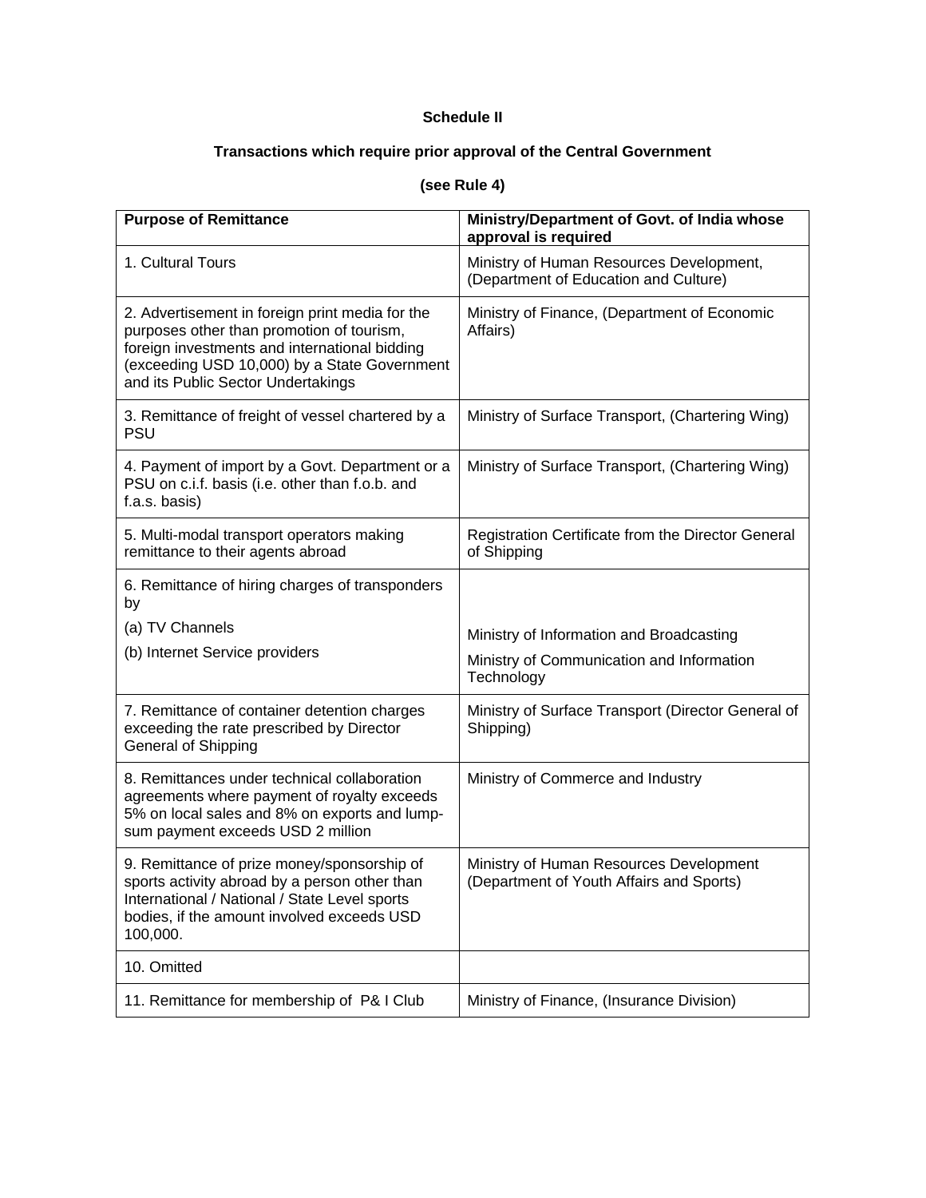**Schedule II**

**Transactions which require prior approval of the Central Government**

**(see Rule 4)**

| **Purpose of Remittance** | **Ministry/Department of Govt. of India whose approval is required** |
|---|---|
| 1. Cultural Tours | Ministry of Human Resources Development, (Department of Education and Culture) |
| 2. Advertisement in foreign print media for the purposes other than promotion of tourism, foreign investments and international bidding (exceeding USD 10,000) by a State Government and its Public Sector Undertakings | Ministry of Finance, (Department of Economic Affairs) |
| 3. Remittance of freight of vessel chartered by a PSU | Ministry of Surface Transport, (Chartering Wing) |
| 4. Payment of import by a Govt. Department or a PSU on c.i.f. basis (i.e. other than f.o.b. and f.a.s. basis) | Ministry of Surface Transport, (Chartering Wing) |
| 5. Multi-modal transport operators making remittance to their agents abroad | Registration Certificate from the Director General of Shipping |
| 6. Remittance of hiring charges of transponders by<br>(a) TV Channels<br>(b) Internet Service providers | <br>Ministry of Information and Broadcasting<br>Ministry of Communication and Information Technology |
| 7. Remittance of container detention charges exceeding the rate prescribed by Director General of Shipping | Ministry of Surface Transport (Director General of Shipping) |
| 8. Remittances under technical collaboration agreements where payment of royalty exceeds 5% on local sales and 8% on exports and lump-sum payment exceeds USD 2 million | Ministry of Commerce and Industry |
| 9. Remittance of prize money/sponsorship of sports activity abroad by a person other than International / National / State Level sports bodies, if the amount involved exceeds USD 100,000. | Ministry of Human Resources Development (Department of Youth Affairs and Sports) |
| 10. Omitted | |
| 11. Remittance for membership of P& I Club | Ministry of Finance, (Insurance Division) |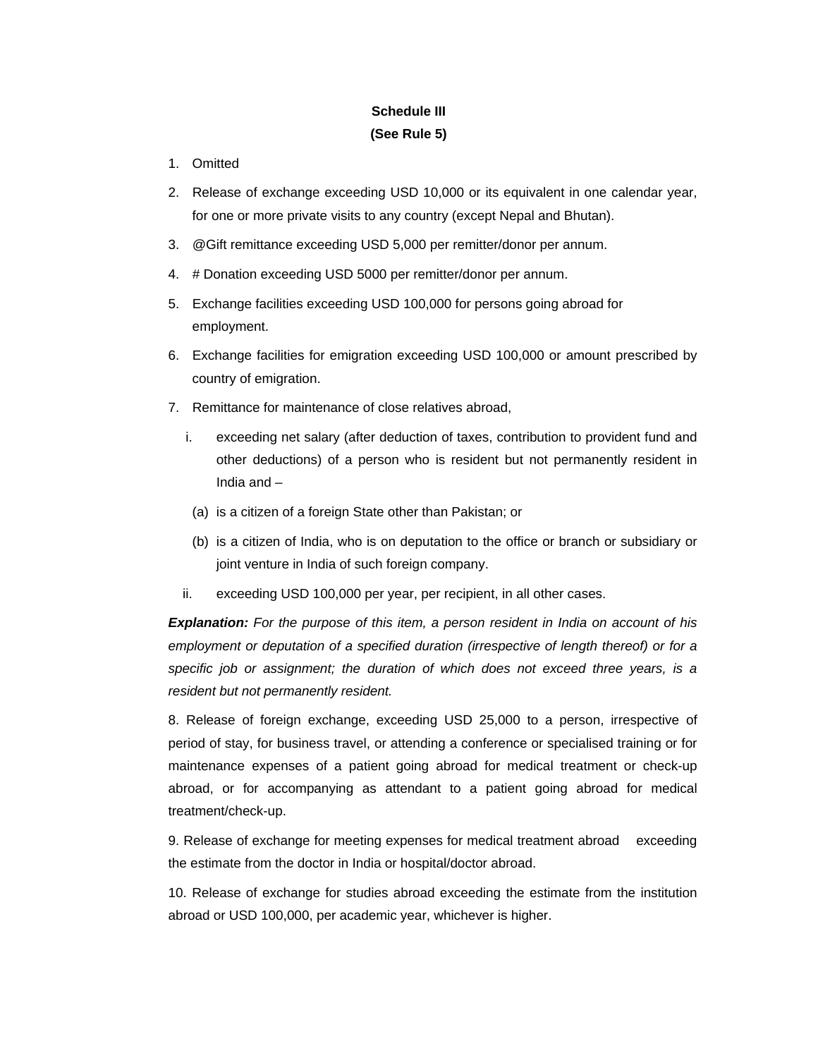**Schedule III**
**(See Rule 5)**

1. Omitted
2. Release of exchange exceeding USD 10,000 or its equivalent in one calendar year, for one or more private visits to any country (except Nepal and Bhutan).
3. @Gift remittance exceeding USD 5,000 per remitter/donor per annum.
4. # Donation exceeding USD 5000 per remitter/donor per annum.
5. Exchange facilities exceeding USD 100,000 for persons going abroad for employment.
6. Exchange facilities for emigration exceeding USD 100,000 or amount prescribed by country of emigration.
7. Remittance for maintenance of close relatives abroad,

   i. exceeding net salary (after deduction of taxes, contribution to provident fund and other deductions) of a person who is resident but not permanently resident in India and –

   (a) is a citizen of a foreign State other than Pakistan; or

   (b) is a citizen of India, who is on deputation to the office or branch or subsidiary or joint venture in India of such foreign company.

   ii. exceeding USD 100,000 per year, per recipient, in all other cases.

***Explanation:*** *For the purpose of this item, a person resident in India on account of his employment or deputation of a specified duration (irrespective of length thereof) or for a specific job or assignment; the duration of which does not exceed three years, is a resident but not permanently resident.*

8. Release of foreign exchange, exceeding USD 25,000 to a person, irrespective of period of stay, for business travel, or attending a conference or specialised training or for maintenance expenses of a patient going abroad for medical treatment or check-up abroad, or for accompanying as attendant to a patient going abroad for medical treatment/check-up.

9. Release of exchange for meeting expenses for medical treatment abroad exceeding the estimate from the doctor in India or hospital/doctor abroad.

10. Release of exchange for studies abroad exceeding the estimate from the institution abroad or USD 100,000, per academic year, whichever is higher.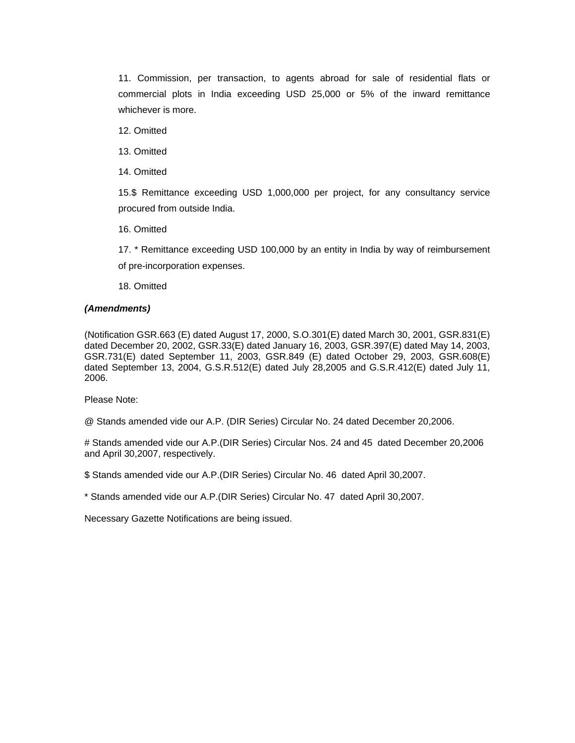11. Commission, per transaction, to agents abroad for sale of residential flats or commercial plots in India exceeding USD 25,000 or 5% of the inward remittance whichever is more.

12. Omitted

13. Omitted

14. Omitted

15.$ Remittance exceeding USD 1,000,000 per project, for any consultancy service procured from outside India.

16. Omitted

17. * Remittance exceeding USD 100,000 by an entity in India by way of reimbursement of pre-incorporation expenses.

18. Omitted

***(Amendments)***

(Notification GSR.663 (E) dated August 17, 2000, S.O.301(E) dated March 30, 2001, GSR.831(E) dated December 20, 2002, GSR.33(E) dated January 16, 2003, GSR.397(E) dated May 14, 2003, GSR.731(E) dated September 11, 2003, GSR.849 (E) dated October 29, 2003, GSR.608(E) dated September 13, 2004, G.S.R.512(E) dated July 28,2005 and G.S.R.412(E) dated July 11, 2006.

Please Note:

@ Stands amended vide our A.P. (DIR Series) Circular No. 24 dated December 20,2006.

# Stands amended vide our A.P.(DIR Series) Circular Nos. 24 and 45 dated December 20,2006 and April 30,2007, respectively.

$ Stands amended vide our A.P.(DIR Series) Circular No. 46 dated April 30,2007.

* Stands amended vide our A.P.(DIR Series) Circular No. 47 dated April 30,2007.

Necessary Gazette Notifications are being issued.